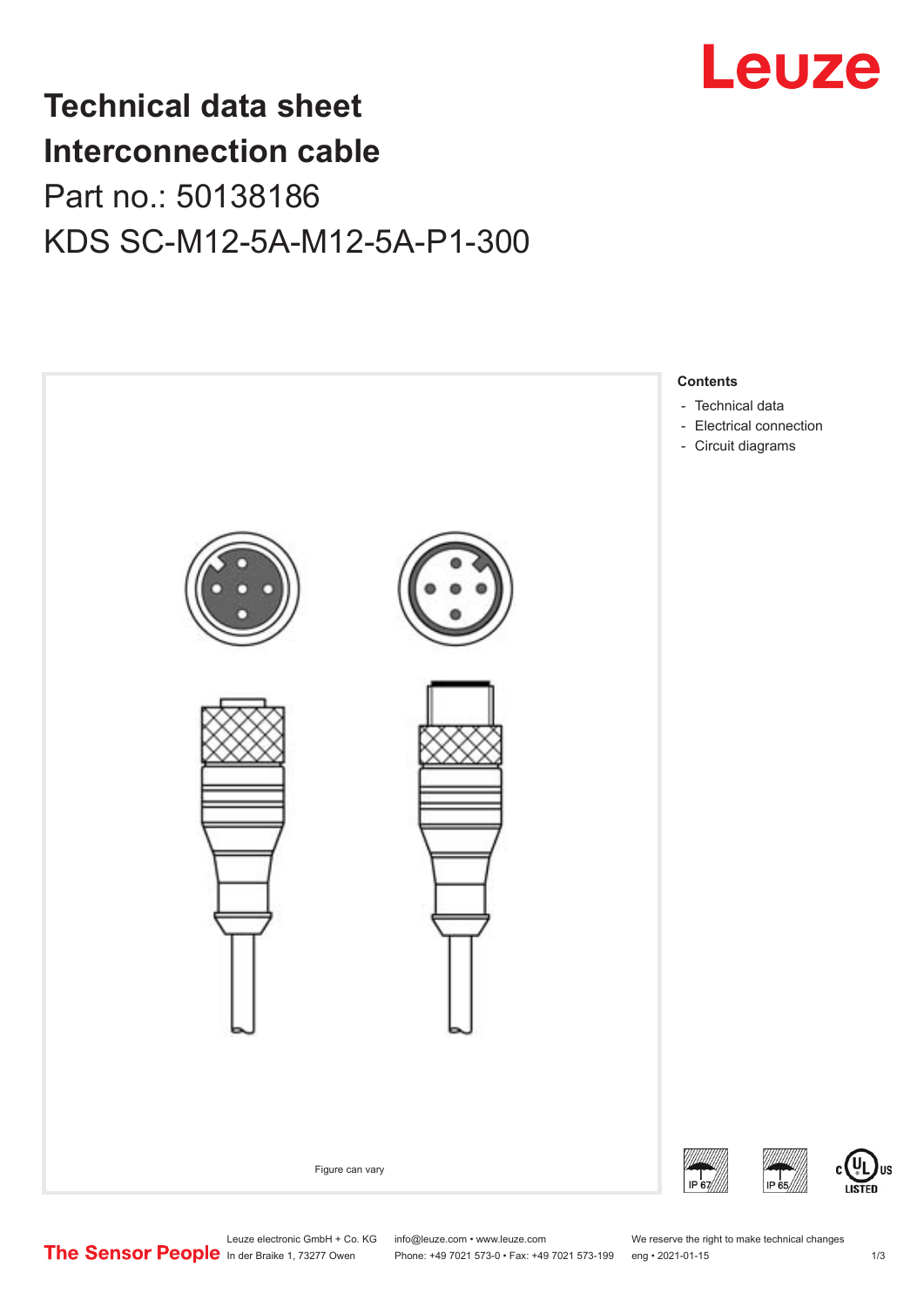# Technical data sheet
# Interconnection cable
## Part no.: 50138186
## KDS SC-M12-5A-M12-5A-P1-300

Figure can vary

**Contents**

- Technical data
- Electrical connection
- Circuit diagrams

Leuze electronic GmbH + Co. KG
In der Braike 1, 73277 Owen

info@leuze.com • www.leuze.com
Phone: +49 7021 573-0 • Fax: +49 7021 573-199

We reserve the right to make technical changes
eng • 2021-01-15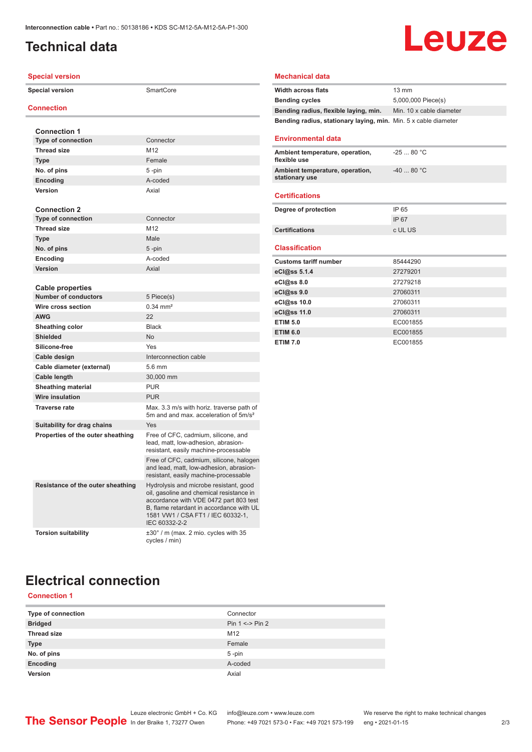# Technical data

## Special version

| | |
|---|---|
| **Special version** | SmartCore |

## Connection

**Connection 1**

| | |
|---|---|
| **Type of connection** | Connector |
| **Thread size** | M12 |
| **Type** | Female |
| **No. of pins** | 5 -pin |
| **Encoding** | A-coded |
| **Version** | Axial |

**Connection 2**

| | |
|---|---|
| **Type of connection** | Connector |
| **Thread size** | M12 |
| **Type** | Male |
| **No. of pins** | 5 -pin |
| **Encoding** | A-coded |
| **Version** | Axial |

**Cable properties**

| | |
|---|---|
| **Number of conductors** | 5 Piece(s) |
| **Wire cross section** | 0.34 mm² |
| **AWG** | 22 |
| **Sheathing color** | Black |
| **Shielded** | No |
| **Silicone-free** | Yes |
| **Cable design** | Interconnection cable |
| **Cable diameter (external)** | 5.6 mm |
| **Cable length** | 30,000 mm |
| **Sheathing material** | PUR |
| **Wire insulation** | PUR |
| **Traverse rate** | Max. 3.3 m/s with horiz. traverse path of 5m and and max. acceleration of 5m/s² |
| **Suitability for drag chains** | Yes |
| **Properties of the outer sheathing** | Free of CFC, cadmium, silicone, and lead, matt, low-adhesion, abrasion-resistant, easily machine-processable |
| | Free of CFC, cadmium, silicone, halogen and lead, matt, low-adhesion, abrasion-resistant, easily machine-processable |
| **Resistance of the outer sheathing** | Hydrolysis and microbe resistant, good oil, gasoline and chemical resistance in accordance with VDE 0472 part 803 test B, flame retardant in accordance with UL 1581 VW1 / CSA FT1 / IEC 60332-1, IEC 60332-2-2 |
| **Torsion suitability** | ±30° / m (max. 2 mio. cycles with 35 cycles / min) |

## Mechanical data

| | |
|---|---|
| **Width across flats** | 13 mm |
| **Bending cycles** | 5,000,000 Piece(s) |
| **Bending radius, flexible laying, min.** | Min. 10 x cable diameter |
| **Bending radius, stationary laying, min.** | Min. 5 x cable diameter |

## Environmental data

| | |
|---|---|
| **Ambient temperature, operation, flexible use** | -25 ... 80 °C |
| **Ambient temperature, operation, stationary use** | -40 ... 80 °C |

## Certifications

| | |
|---|---|
| **Degree of protection** | IP 65 |
| | IP 67 |
| **Certifications** | c UL US |

## Classification

| | |
|---|---|
| **Customs tariff number** | 85444290 |
| **eCl@ss 5.1.4** | 27279201 |
| **eCl@ss 8.0** | 27279218 |
| **eCl@ss 9.0** | 27060311 |
| **eCl@ss 10.0** | 27060311 |
| **eCl@ss 11.0** | 27060311 |
| **ETIM 5.0** | EC001855 |
| **ETIM 6.0** | EC001855 |
| **ETIM 7.0** | EC001855 |

# Electrical connection

## Connection 1

| | |
|---|---|
| **Type of connection** | Connector |
| **Bridged** | Pin 1 <-> Pin 2 |
| **Thread size** | M12 |
| **Type** | Female |
| **No. of pins** | 5 -pin |
| **Encoding** | A-coded |
| **Version** | Axial |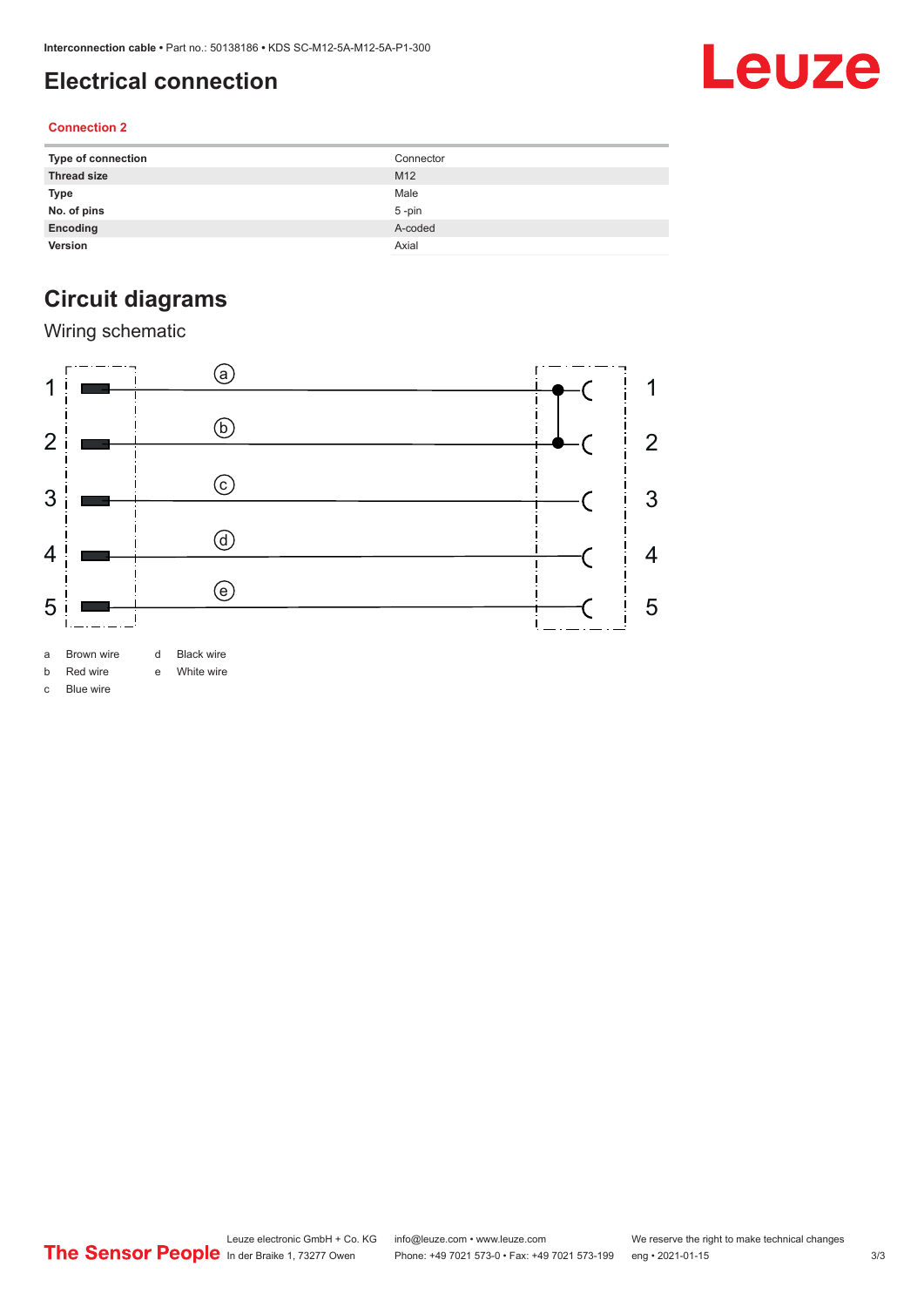## Electrical connection

**Connection 2**

| | |
|---|---|
| **Type of connection** | Connector |
| **Thread size** | M12 |
| **Type** | Male |
| **No. of pins** | 5 -pin |
| **Encoding** | A-coded |
| **Version** | Axial |

## Circuit diagrams

### Wiring schematic

1 2 3 4 5

a b c d e

1 2 3 4 5

a Brown wire
b Red wire
c Blue wire
d Black wire
e White wire